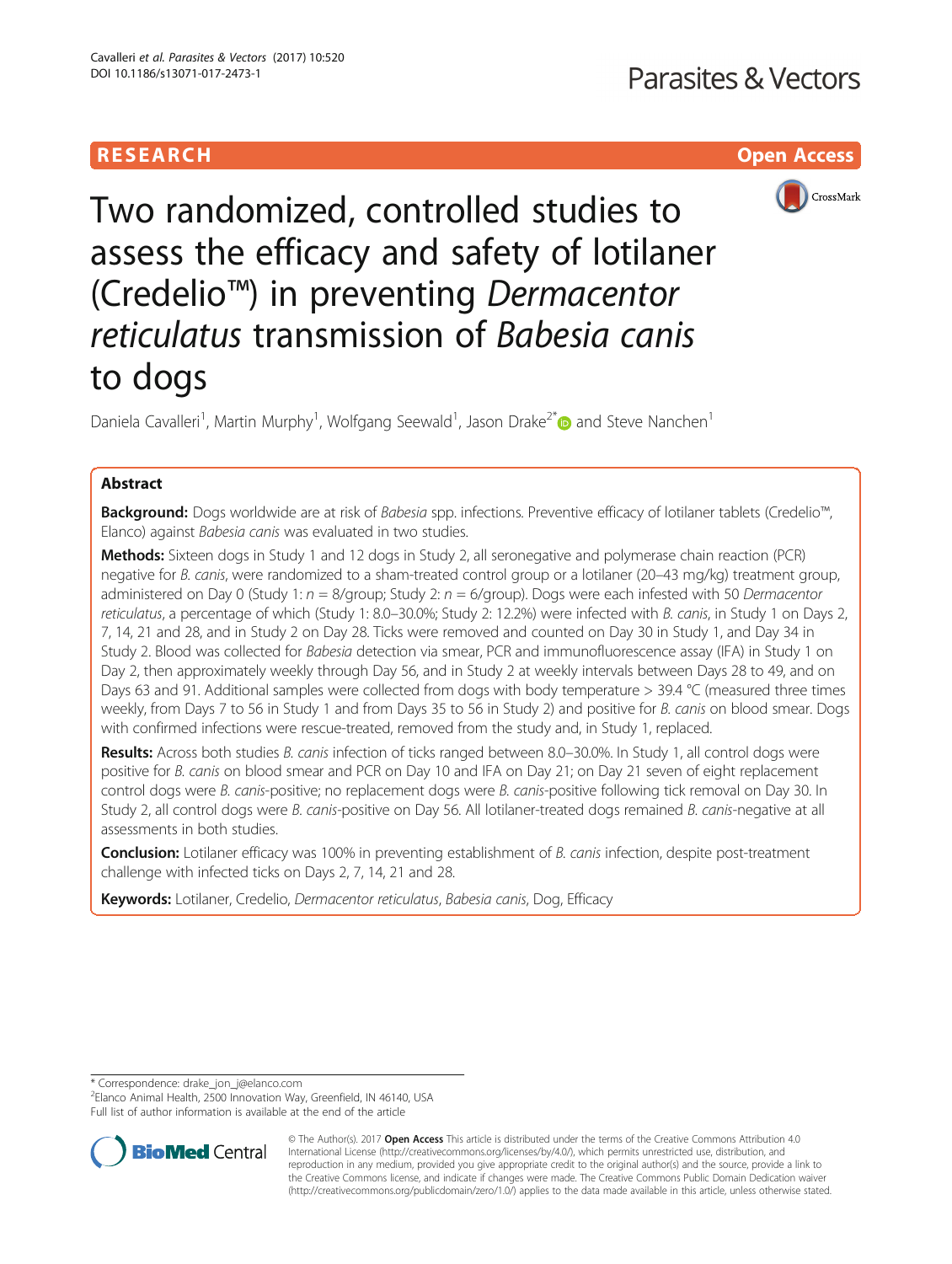RESEARCH **Open Access**

# Two randomized, controlled studies to assess the efficacy and safety of lotilaner (Credelio™) in preventing *Dermacentor reticulatus* transmission of *Babesia canis* to dogs

Daniela Cavalleri[1], Martin Murphy[1], Wolfgang Seewald[1], Jason Drake[2*] and Steve Nanchen[1]

## Abstract

**Background:** Dogs worldwide are at risk of *Babesia* spp. infections. Preventive efficacy of lotilaner tablets (Credelio™, Elanco) against *Babesia canis* was evaluated in two studies.

**Methods:** Sixteen dogs in Study 1 and 12 dogs in Study 2, all seronegative and polymerase chain reaction (PCR) negative for *B. canis*, were randomized to a sham-treated control group or a lotilaner (20–43 mg/kg) treatment group, administered on Day 0 (Study 1: $n = 8$/group; Study 2: $n = 6$/group). Dogs were each infested with 50 *Dermacentor reticulatus*, a percentage of which (Study 1: 8.0–30.0%; Study 2: 12.2%) were infected with *B. canis*, in Study 1 on Days 2, 7, 14, 21 and 28, and in Study 2 on Day 28. Ticks were removed and counted on Day 30 in Study 1, and Day 34 in Study 2. Blood was collected for *Babesia* detection via smear, PCR and immunofluorescence assay (IFA) in Study 1 on Day 2, then approximately weekly through Day 56, and in Study 2 at weekly intervals between Days 28 to 49, and on Days 63 and 91. Additional samples were collected from dogs with body temperature > 39.4 °C (measured three times weekly, from Days 7 to 56 in Study 1 and from Days 35 to 56 in Study 2) and positive for *B. canis* on blood smear. Dogs with confirmed infections were rescue-treated, removed from the study and, in Study 1, replaced.

**Results:** Across both studies *B. canis* infection of ticks ranged between 8.0–30.0%. In Study 1, all control dogs were positive for *B. canis* on blood smear and PCR on Day 10 and IFA on Day 21; on Day 21 seven of eight replacement control dogs were *B. canis*-positive; no replacement dogs were *B. canis*-positive following tick removal on Day 30. In Study 2, all control dogs were *B. canis*-positive on Day 56. All lotilaner-treated dogs remained *B. canis*-negative at all assessments in both studies.

**Conclusion:** Lotilaner efficacy was 100% in preventing establishment of *B. canis* infection, despite post-treatment challenge with infected ticks on Days 2, 7, 14, 21 and 28.

**Keywords:** Lotilaner, Credelio, *Dermacentor reticulatus*, *Babesia canis*, Dog, Efficacy

---

\* Correspondence: drake_jon_j@elanco.com
[2]Elanco Animal Health, 2500 Innovation Way, Greenfield, IN 46140, USA
Full list of author information is available at the end of the article

© The Author(s). 2017 **Open Access** This article is distributed under the terms of the Creative Commons Attribution 4.0 International License (http://creativecommons.org/licenses/by/4.0/), which permits unrestricted use, distribution, and reproduction in any medium, provided you give appropriate credit to the original author(s) and the source, provide a link to the Creative Commons license, and indicate if changes were made. The Creative Commons Public Domain Dedication waiver (http://creativecommons.org/publicdomain/zero/1.0/) applies to the data made available in this article, unless otherwise stated.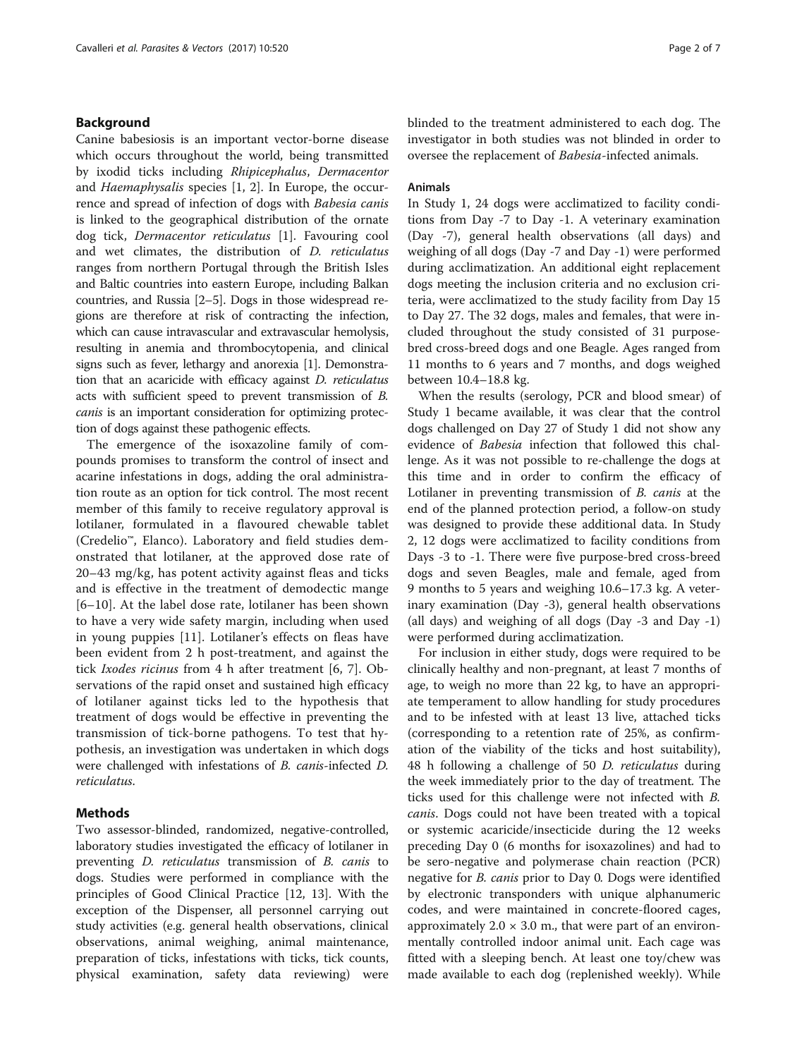## Background

Canine babesiosis is an important vector-borne disease which occurs throughout the world, being transmitted by ixodid ticks including *Rhipicephalus*, *Dermacentor* and *Haemaphysalis* species [1, 2]. In Europe, the occurrence and spread of infection of dogs with *Babesia canis* is linked to the geographical distribution of the ornate dog tick, *Dermacentor reticulatus* [1]. Favouring cool and wet climates, the distribution of *D. reticulatus* ranges from northern Portugal through the British Isles and Baltic countries into eastern Europe, including Balkan countries, and Russia [2–5]. Dogs in those widespread regions are therefore at risk of contracting the infection, which can cause intravascular and extravascular hemolysis, resulting in anemia and thrombocytopenia, and clinical signs such as fever, lethargy and anorexia [1]. Demonstration that an acaricide with efficacy against *D. reticulatus* acts with sufficient speed to prevent transmission of *B. canis* is an important consideration for optimizing protection of dogs against these pathogenic effects.

The emergence of the isoxazoline family of compounds promises to transform the control of insect and acarine infestations in dogs, adding the oral administration route as an option for tick control. The most recent member of this family to receive regulatory approval is lotilaner, formulated in a flavoured chewable tablet (Credelio™, Elanco). Laboratory and field studies demonstrated that lotilaner, at the approved dose rate of 20–43 mg/kg, has potent activity against fleas and ticks and is effective in the treatment of demodectic mange [6–10]. At the label dose rate, lotilaner has been shown to have a very wide safety margin, including when used in young puppies [11]. Lotilaner's effects on fleas have been evident from 2 h post-treatment, and against the tick *Ixodes ricinus* from 4 h after treatment [6, 7]. Observations of the rapid onset and sustained high efficacy of lotilaner against ticks led to the hypothesis that treatment of dogs would be effective in preventing the transmission of tick-borne pathogens. To test that hypothesis, an investigation was undertaken in which dogs were challenged with infestations of *B. canis*-infected *D. reticulatus*.

## Methods

Two assessor-blinded, randomized, negative-controlled, laboratory studies investigated the efficacy of lotilaner in preventing *D. reticulatus* transmission of *B. canis* to dogs. Studies were performed in compliance with the principles of Good Clinical Practice [12, 13]. With the exception of the Dispenser, all personnel carrying out study activities (e.g. general health observations, clinical observations, animal weighing, animal maintenance, preparation of ticks, infestations with ticks, tick counts, physical examination, safety data reviewing) were blinded to the treatment administered to each dog. The investigator in both studies was not blinded in order to oversee the replacement of *Babesia*-infected animals.

### Animals

In Study 1, 24 dogs were acclimatized to facility conditions from Day -7 to Day -1. A veterinary examination (Day -7), general health observations (all days) and weighing of all dogs (Day -7 and Day -1) were performed during acclimatization. An additional eight replacement dogs meeting the inclusion criteria and no exclusion criteria, were acclimatized to the study facility from Day 15 to Day 27. The 32 dogs, males and females, that were included throughout the study consisted of 31 purpose-bred cross-breed dogs and one Beagle. Ages ranged from 11 months to 6 years and 7 months, and dogs weighed between 10.4–18.8 kg.

When the results (serology, PCR and blood smear) of Study 1 became available, it was clear that the control dogs challenged on Day 27 of Study 1 did not show any evidence of *Babesia* infection that followed this challenge. As it was not possible to re-challenge the dogs at this time and in order to confirm the efficacy of Lotilaner in preventing transmission of *B. canis* at the end of the planned protection period, a follow-on study was designed to provide these additional data. In Study 2, 12 dogs were acclimatized to facility conditions from Days -3 to -1. There were five purpose-bred cross-breed dogs and seven Beagles, male and female, aged from 9 months to 5 years and weighing 10.6–17.3 kg. A veterinary examination (Day -3), general health observations (all days) and weighing of all dogs (Day -3 and Day -1) were performed during acclimatization.

For inclusion in either study, dogs were required to be clinically healthy and non-pregnant, at least 7 months of age, to weigh no more than 22 kg, to have an appropriate temperament to allow handling for study procedures and to be infested with at least 13 live, attached ticks (corresponding to a retention rate of 25%, as confirmation of the viability of the ticks and host suitability), 48 h following a challenge of 50 *D. reticulatus* during the week immediately prior to the day of treatment. The ticks used for this challenge were not infected with *B. canis*. Dogs could not have been treated with a topical or systemic acaricide/insecticide during the 12 weeks preceding Day 0 (6 months for isoxazolines) and had to be sero-negative and polymerase chain reaction (PCR) negative for *B. canis* prior to Day 0. Dogs were identified by electronic transponders with unique alphanumeric codes, and were maintained in concrete-floored cages, approximately 2.0 × 3.0 m., that were part of an environmentally controlled indoor animal unit. Each cage was fitted with a sleeping bench. At least one toy/chew was made available to each dog (replenished weekly). While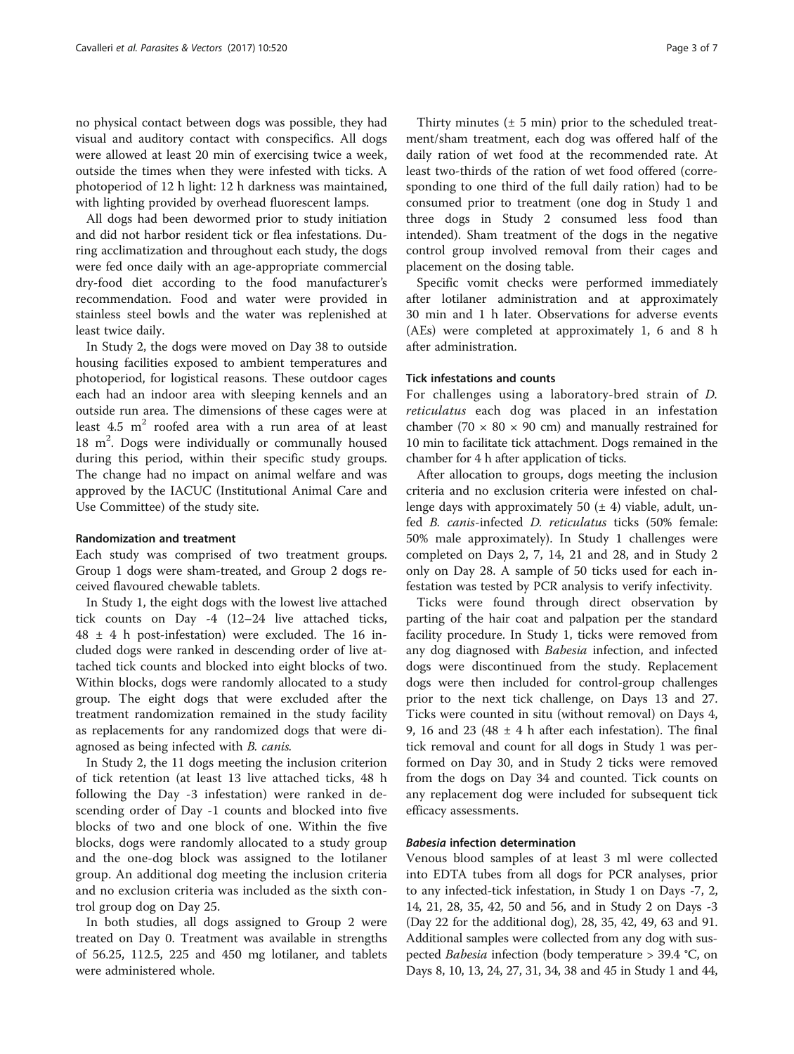no physical contact between dogs was possible, they had visual and auditory contact with conspecifics. All dogs were allowed at least 20 min of exercising twice a week, outside the times when they were infested with ticks. A photoperiod of 12 h light: 12 h darkness was maintained, with lighting provided by overhead fluorescent lamps.

All dogs had been dewormed prior to study initiation and did not harbor resident tick or flea infestations. During acclimatization and throughout each study, the dogs were fed once daily with an age-appropriate commercial dry-food diet according to the food manufacturer's recommendation. Food and water were provided in stainless steel bowls and the water was replenished at least twice daily.

In Study 2, the dogs were moved on Day 38 to outside housing facilities exposed to ambient temperatures and photoperiod, for logistical reasons. These outdoor cages each had an indoor area with sleeping kennels and an outside run area. The dimensions of these cages were at least 4.5 $m^2$ roofed area with a run area of at least 18 $m^2$. Dogs were individually or communally housed during this period, within their specific study groups. The change had no impact on animal welfare and was approved by the IACUC (Institutional Animal Care and Use Committee) of the study site.

#### Randomization and treatment

Each study was comprised of two treatment groups. Group 1 dogs were sham-treated, and Group 2 dogs received flavoured chewable tablets.

In Study 1, the eight dogs with the lowest live attached tick counts on Day -4 (12–24 live attached ticks, 48 ± 4 h post-infestation) were excluded. The 16 included dogs were ranked in descending order of live attached tick counts and blocked into eight blocks of two. Within blocks, dogs were randomly allocated to a study group. The eight dogs that were excluded after the treatment randomization remained in the study facility as replacements for any randomized dogs that were diagnosed as being infected with *B. canis.*

In Study 2, the 11 dogs meeting the inclusion criterion of tick retention (at least 13 live attached ticks, 48 h following the Day -3 infestation) were ranked in descending order of Day -1 counts and blocked into five blocks of two and one block of one. Within the five blocks, dogs were randomly allocated to a study group and the one-dog block was assigned to the lotilaner group. An additional dog meeting the inclusion criteria and no exclusion criteria was included as the sixth control group dog on Day 25.

In both studies, all dogs assigned to Group 2 were treated on Day 0. Treatment was available in strengths of 56.25, 112.5, 225 and 450 mg lotilaner, and tablets were administered whole.

Thirty minutes (± 5 min) prior to the scheduled treatment/sham treatment, each dog was offered half of the daily ration of wet food at the recommended rate. At least two-thirds of the ration of wet food offered (corresponding to one third of the full daily ration) had to be consumed prior to treatment (one dog in Study 1 and three dogs in Study 2 consumed less food than intended). Sham treatment of the dogs in the negative control group involved removal from their cages and placement on the dosing table.

Specific vomit checks were performed immediately after lotilaner administration and at approximately 30 min and 1 h later. Observations for adverse events (AEs) were completed at approximately 1, 6 and 8 h after administration.

#### Tick infestations and counts

For challenges using a laboratory-bred strain of *D. reticulatus* each dog was placed in an infestation chamber (70 × 80 × 90 cm) and manually restrained for 10 min to facilitate tick attachment. Dogs remained in the chamber for 4 h after application of ticks.

After allocation to groups, dogs meeting the inclusion criteria and no exclusion criteria were infested on challenge days with approximately 50 (± 4) viable, adult, unfed *B. canis*-infected *D. reticulatus* ticks (50% female: 50% male approximately). In Study 1 challenges were completed on Days 2, 7, 14, 21 and 28, and in Study 2 only on Day 28. A sample of 50 ticks used for each infestation was tested by PCR analysis to verify infectivity.

Ticks were found through direct observation by parting of the hair coat and palpation per the standard facility procedure. In Study 1, ticks were removed from any dog diagnosed with *Babesia* infection, and infected dogs were discontinued from the study. Replacement dogs were then included for control-group challenges prior to the next tick challenge, on Days 13 and 27. Ticks were counted in situ (without removal) on Days 4, 9, 16 and 23 (48 ± 4 h after each infestation). The final tick removal and count for all dogs in Study 1 was performed on Day 30, and in Study 2 ticks were removed from the dogs on Day 34 and counted. Tick counts on any replacement dog were included for subsequent tick efficacy assessments.

#### *Babesia* infection determination

Venous blood samples of at least 3 ml were collected into EDTA tubes from all dogs for PCR analyses, prior to any infected-tick infestation, in Study 1 on Days -7, 2, 14, 21, 28, 35, 42, 50 and 56, and in Study 2 on Days -3 (Day 22 for the additional dog), 28, 35, 42, 49, 63 and 91. Additional samples were collected from any dog with suspected *Babesia* infection (body temperature > 39.4 °C, on Days 8, 10, 13, 24, 27, 31, 34, 38 and 45 in Study 1 and 44,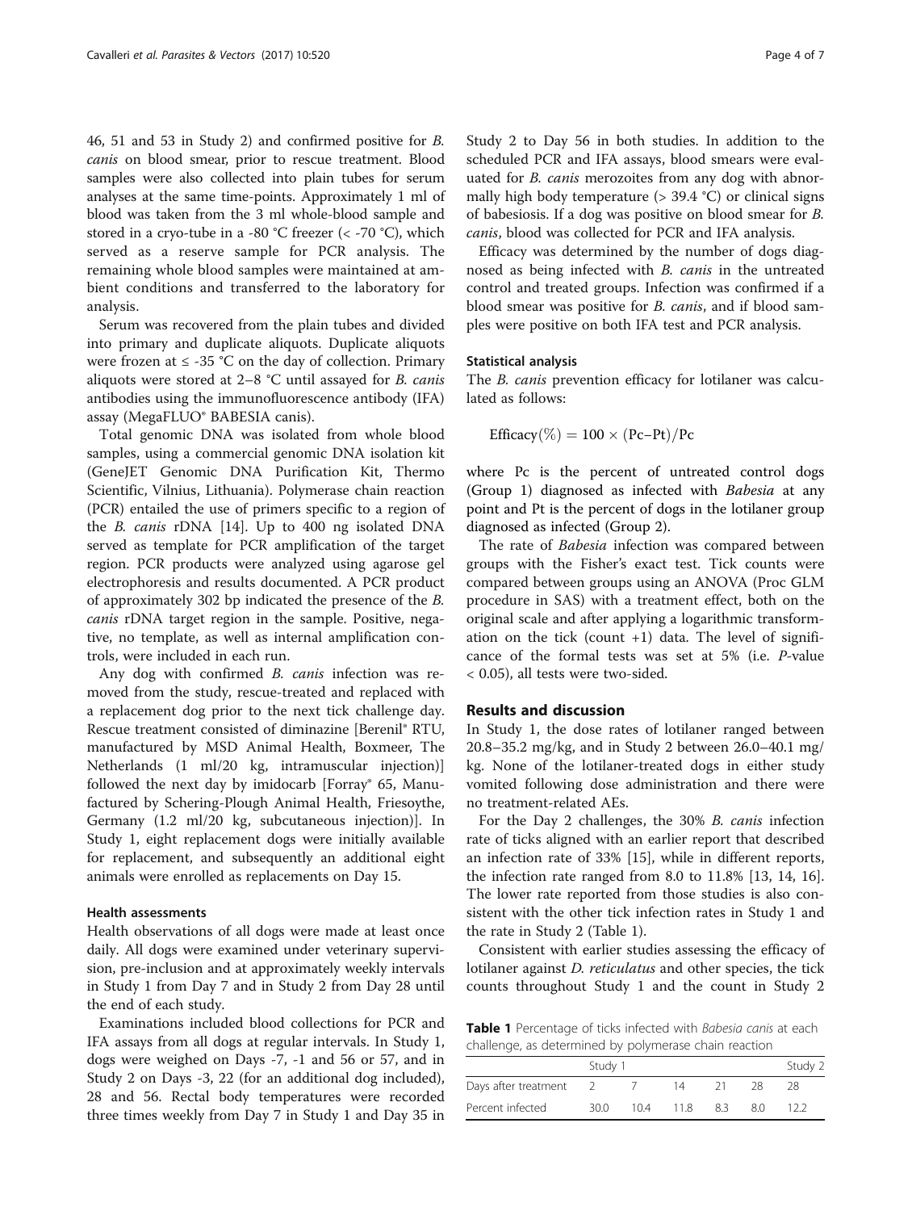46, 51 and 53 in Study 2) and confirmed positive for *B. canis* on blood smear, prior to rescue treatment. Blood samples were also collected into plain tubes for serum analyses at the same time-points. Approximately 1 ml of blood was taken from the 3 ml whole-blood sample and stored in a cryo-tube in a -80 °C freezer (< -70 °C), which served as a reserve sample for PCR analysis. The remaining whole blood samples were maintained at ambient conditions and transferred to the laboratory for analysis.

Serum was recovered from the plain tubes and divided into primary and duplicate aliquots. Duplicate aliquots were frozen at ≤ -35 °C on the day of collection. Primary aliquots were stored at 2–8 °C until assayed for *B. canis* antibodies using the immunofluorescence antibody (IFA) assay (MegaFLUO® BABESIA canis).

Total genomic DNA was isolated from whole blood samples, using a commercial genomic DNA isolation kit (GeneJET Genomic DNA Purification Kit, Thermo Scientific, Vilnius, Lithuania). Polymerase chain reaction (PCR) entailed the use of primers specific to a region of the *B. canis* rDNA [14]. Up to 400 ng isolated DNA served as template for PCR amplification of the target region. PCR products were analyzed using agarose gel electrophoresis and results documented. A PCR product of approximately 302 bp indicated the presence of the *B. canis* rDNA target region in the sample. Positive, negative, no template, as well as internal amplification controls, were included in each run.

Any dog with confirmed *B. canis* infection was removed from the study, rescue-treated and replaced with a replacement dog prior to the next tick challenge day. Rescue treatment consisted of diminazine [Berenil® RTU, manufactured by MSD Animal Health, Boxmeer, The Netherlands (1 ml/20 kg, intramuscular injection)] followed the next day by imidocarb [Forray® 65, Manufactured by Schering-Plough Animal Health, Friesoythe, Germany (1.2 ml/20 kg, subcutaneous injection)]. In Study 1, eight replacement dogs were initially available for replacement, and subsequently an additional eight animals were enrolled as replacements on Day 15.

### Health assessments

Health observations of all dogs were made at least once daily. All dogs were examined under veterinary supervision, pre-inclusion and at approximately weekly intervals in Study 1 from Day 7 and in Study 2 from Day 28 until the end of each study.

Examinations included blood collections for PCR and IFA assays from all dogs at regular intervals. In Study 1, dogs were weighed on Days -7, -1 and 56 or 57, and in Study 2 on Days -3, 22 (for an additional dog included), 28 and 56. Rectal body temperatures were recorded three times weekly from Day 7 in Study 1 and Day 35 in Study 2 to Day 56 in both studies. In addition to the scheduled PCR and IFA assays, blood smears were evaluated for *B. canis* merozoites from any dog with abnormally high body temperature (> 39.4 °C) or clinical signs of babesiosis. If a dog was positive on blood smear for *B. canis*, blood was collected for PCR and IFA analysis.

Efficacy was determined by the number of dogs diagnosed as being infected with *B. canis* in the untreated control and treated groups. Infection was confirmed if a blood smear was positive for *B. canis*, and if blood samples were positive on both IFA test and PCR analysis.

### Statistical analysis

The *B. canis* prevention efficacy for lotilaner was calculated as follows:

$$\text{Efficacy}(\%) = 100 \times (\text{Pc}-\text{Pt})/\text{Pc}$$

where Pc is the percent of untreated control dogs (Group 1) diagnosed as infected with *Babesia* at any point and Pt is the percent of dogs in the lotilaner group diagnosed as infected (Group 2).

The rate of *Babesia* infection was compared between groups with the Fisher's exact test. Tick counts were compared between groups using an ANOVA (Proc GLM procedure in SAS) with a treatment effect, both on the original scale and after applying a logarithmic transformation on the tick (count +1) data. The level of significance of the formal tests was set at 5% (i.e. *P*-value < 0.05), all tests were two-sided.

## Results and discussion

In Study 1, the dose rates of lotilaner ranged between 20.8–35.2 mg/kg, and in Study 2 between 26.0–40.1 mg/kg. None of the lotilaner-treated dogs in either study vomited following dose administration and there were no treatment-related AEs.

For the Day 2 challenges, the 30% *B. canis* infection rate of ticks aligned with an earlier report that described an infection rate of 33% [15], while in different reports, the infection rate ranged from 8.0 to 11.8% [13, 14, 16]. The lower rate reported from those studies is also consistent with the other tick infection rates in Study 1 and the rate in Study 2 (Table 1).

Consistent with earlier studies assessing the efficacy of lotilaner against *D. reticulatus* and other species, the tick counts throughout Study 1 and the count in Study 2

**Table 1** Percentage of ticks infected with *Babesia canis* at each challenge, as determined by polymerase chain reaction

| | Study 1 | | | | | Study 2 |
|---|---|---|---|---|---|---|
| Days after treatment | 2 | 7 | 14 | 21 | 28 | 28 |
| Percent infected | 30.0 | 10.4 | 11.8 | 8.3 | 8.0 | 12.2 |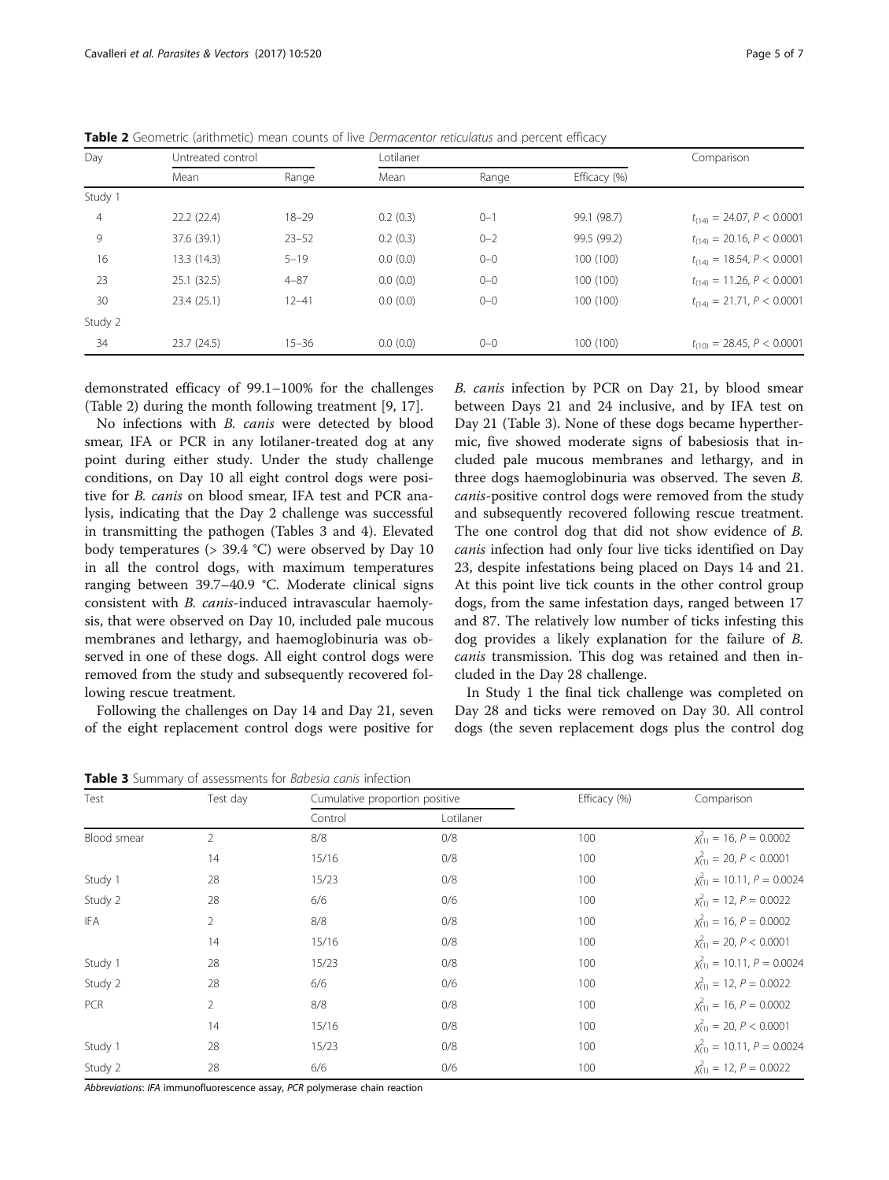**Table 2** Geometric (arithmetic) mean counts of live *Dermacentor reticulatus* and percent efficacy

| Day | Untreated control | | Lotilaner | | | Comparison |
|---|---|---|---|---|---|---|
| | Mean | Range | Mean | Range | Efficacy (%) | |
| Study 1 | | | | | | |
| 4 | 22.2 (22.4) | 18–29 | 0.2 (0.3) | 0–1 | 99.1 (98.7) | $t_{(14)} = 24.07, P < 0.0001$ |
| 9 | 37.6 (39.1) | 23–52 | 0.2 (0.3) | 0–2 | 99.5 (99.2) | $t_{(14)} = 20.16, P < 0.0001$ |
| 16 | 13.3 (14.3) | 5–19 | 0.0 (0.0) | 0–0 | 100 (100) | $t_{(14)} = 18.54, P < 0.0001$ |
| 23 | 25.1 (32.5) | 4–87 | 0.0 (0.0) | 0–0 | 100 (100) | $t_{(14)} = 11.26, P < 0.0001$ |
| 30 | 23.4 (25.1) | 12–41 | 0.0 (0.0) | 0–0 | 100 (100) | $t_{(14)} = 21.71, P < 0.0001$ |
| Study 2 | | | | | | |
| 34 | 23.7 (24.5) | 15–36 | 0.0 (0.0) | 0–0 | 100 (100) | $t_{(10)} = 28.45, P < 0.0001$ |

demonstrated efficacy of 99.1–100% for the challenges (Table 2) during the month following treatment [9, 17].

No infections with *B. canis* were detected by blood smear, IFA or PCR in any lotilaner-treated dog at any point during either study. Under the study challenge conditions, on Day 10 all eight control dogs were positive for *B. canis* on blood smear, IFA test and PCR analysis, indicating that the Day 2 challenge was successful in transmitting the pathogen (Tables 3 and 4). Elevated body temperatures (> 39.4 °C) were observed by Day 10 in all the control dogs, with maximum temperatures ranging between 39.7–40.9 °C. Moderate clinical signs consistent with *B. canis*-induced intravascular haemolysis, that were observed on Day 10, included pale mucous membranes and lethargy, and haemoglobinuria was observed in one of these dogs. All eight control dogs were removed from the study and subsequently recovered following rescue treatment.

Following the challenges on Day 14 and Day 21, seven of the eight replacement control dogs were positive for *B. canis* infection by PCR on Day 21, by blood smear between Days 21 and 24 inclusive, and by IFA test on Day 21 (Table 3). None of these dogs became hyperthermic, five showed moderate signs of babesiosis that included pale mucous membranes and lethargy, and in three dogs haemoglobinuria was observed. The seven *B. canis*-positive control dogs were removed from the study and subsequently recovered following rescue treatment. The one control dog that did not show evidence of *B. canis* infection had only four live ticks identified on Day 23, despite infestations being placed on Days 14 and 21. At this point live tick counts in the other control group dogs, from the same infestation days, ranged between 17 and 87. The relatively low number of ticks infesting this dog provides a likely explanation for the failure of *B. canis* transmission. This dog was retained and then included in the Day 28 challenge.

In Study 1 the final tick challenge was completed on Day 28 and ticks were removed on Day 30. All control dogs (the seven replacement dogs plus the control dog

**Table 3** Summary of assessments for *Babesia canis* infection

| Test | Test day | Cumulative proportion positive | | Efficacy (%) | Comparison |
|---|---|---|---|---|---|
| | | Control | Lotilaner | | |
| Blood smear | 2 | 8/8 | 0/8 | 100 | $\chi^2_{(1)} = 16, P = 0.0002$ |
| | 14 | 15/16 | 0/8 | 100 | $\chi^2_{(1)} = 20, P < 0.0001$ |
| Study 1 | 28 | 15/23 | 0/8 | 100 | $\chi^2_{(1)} = 10.11, P = 0.0024$ |
| Study 2 | 28 | 6/6 | 0/6 | 100 | $\chi^2_{(1)} = 12, P = 0.0022$ |
| IFA | 2 | 8/8 | 0/8 | 100 | $\chi^2_{(1)} = 16, P = 0.0002$ |
| | 14 | 15/16 | 0/8 | 100 | $\chi^2_{(1)} = 20, P < 0.0001$ |
| Study 1 | 28 | 15/23 | 0/8 | 100 | $\chi^2_{(1)} = 10.11, P = 0.0024$ |
| Study 2 | 28 | 6/6 | 0/6 | 100 | $\chi^2_{(1)} = 12, P = 0.0022$ |
| PCR | 2 | 8/8 | 0/8 | 100 | $\chi^2_{(1)} = 16, P = 0.0002$ |
| | 14 | 15/16 | 0/8 | 100 | $\chi^2_{(1)} = 20, P < 0.0001$ |
| Study 1 | 28 | 15/23 | 0/8 | 100 | $\chi^2_{(1)} = 10.11, P = 0.0024$ |
| Study 2 | 28 | 6/6 | 0/6 | 100 | $\chi^2_{(1)} = 12, P = 0.0022$ |

*Abbreviations*: *IFA* immunofluorescence assay, *PCR* polymerase chain reaction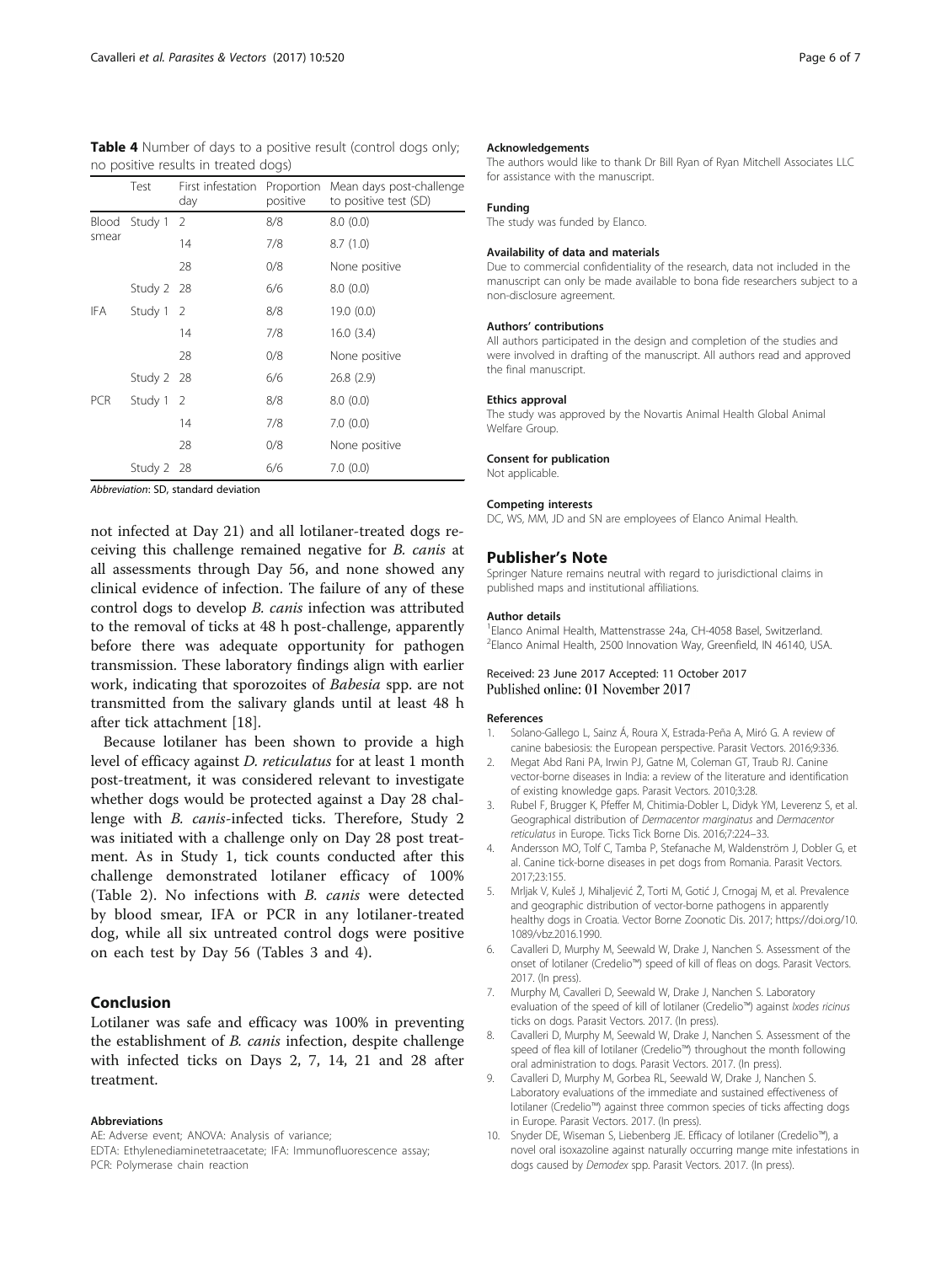**Table 4** Number of days to a positive result (control dogs only; no positive results in treated dogs)

|  | Test | First infestation day | Proportion positive | Mean days post-challenge to positive test (SD) |
|---|---|---|---|---|
| Blood smear | Study 1 | 2 | 8/8 | 8.0 (0.0) |
|  |  | 14 | 7/8 | 8.7 (1.0) |
|  |  | 28 | 0/8 | None positive |
|  | Study 2 | 28 | 6/6 | 8.0 (0.0) |
| IFA | Study 1 | 2 | 8/8 | 19.0 (0.0) |
|  |  | 14 | 7/8 | 16.0 (3.4) |
|  |  | 28 | 0/8 | None positive |
|  | Study 2 | 28 | 6/6 | 26.8 (2.9) |
| PCR | Study 1 | 2 | 8/8 | 8.0 (0.0) |
|  |  | 14 | 7/8 | 7.0 (0.0) |
|  |  | 28 | 0/8 | None positive |
|  | Study 2 | 28 | 6/6 | 7.0 (0.0) |

*Abbreviation*: SD, standard deviation

not infected at Day 21) and all lotilaner-treated dogs receiving this challenge remained negative for *B. canis* at all assessments through Day 56, and none showed any clinical evidence of infection. The failure of any of these control dogs to develop *B. canis* infection was attributed to the removal of ticks at 48 h post-challenge, apparently before there was adequate opportunity for pathogen transmission. These laboratory findings align with earlier work, indicating that sporozoites of *Babesia* spp. are not transmitted from the salivary glands until at least 48 h after tick attachment [18].

Because lotilaner has been shown to provide a high level of efficacy against *D. reticulatus* for at least 1 month post-treatment, it was considered relevant to investigate whether dogs would be protected against a Day 28 challenge with *B. canis*-infected ticks. Therefore, Study 2 was initiated with a challenge only on Day 28 post treatment. As in Study 1, tick counts conducted after this challenge demonstrated lotilaner efficacy of 100% (Table 2). No infections with *B. canis* were detected by blood smear, IFA or PCR in any lotilaner-treated dog, while all six untreated control dogs were positive on each test by Day 56 (Tables 3 and 4).

## Conclusion

Lotilaner was safe and efficacy was 100% in preventing the establishment of *B. canis* infection, despite challenge with infected ticks on Days 2, 7, 14, 21 and 28 after treatment.

#### Abbreviations

AE: Adverse event; ANOVA: Analysis of variance; EDTA: Ethylenediaminetetraacetate; IFA: Immunofluorescence assay; PCR: Polymerase chain reaction

#### Acknowledgements

The authors would like to thank Dr Bill Ryan of Ryan Mitchell Associates LLC for assistance with the manuscript.

#### Funding

The study was funded by Elanco.

#### Availability of data and materials

Due to commercial confidentiality of the research, data not included in the manuscript can only be made available to bona fide researchers subject to a non-disclosure agreement.

#### Authors' contributions

All authors participated in the design and completion of the studies and were involved in drafting of the manuscript. All authors read and approved the final manuscript.

#### Ethics approval

The study was approved by the Novartis Animal Health Global Animal Welfare Group.

#### Consent for publication

Not applicable.

#### Competing interests

DC, WS, MM, JD and SN are employees of Elanco Animal Health.

## Publisher's Note

Springer Nature remains neutral with regard to jurisdictional claims in published maps and institutional affiliations.

#### Author details

[1]Elanco Animal Health, Mattenstrasse 24a, CH-4058 Basel, Switzerland. [2]Elanco Animal Health, 2500 Innovation Way, Greenfield, IN 46140, USA.

Received: 23 June 2017 Accepted: 11 October 2017
Published online: 01 November 2017

#### References

1. Solano-Gallego L, Sainz Á, Roura X, Estrada-Peña A, Miró G. A review of canine babesiosis: the European perspective. Parasit Vectors. 2016;9:336.
2. Megat Abd Rani PA, Irwin PJ, Gatne M, Coleman GT, Traub RJ. Canine vector-borne diseases in India: a review of the literature and identification of existing knowledge gaps. Parasit Vectors. 2010;3:28.
3. Rubel F, Brugger K, Pfeffer M, Chitimia-Dobler L, Didyk YM, Leverenz S, et al. Geographical distribution of *Dermacentor marginatus* and *Dermacentor reticulatus* in Europe. Ticks Tick Borne Dis. 2016;7:224–33.
4. Andersson MO, Tolf C, Tamba P, Stefanache M, Waldenström J, Dobler G, et al. Canine tick-borne diseases in pet dogs from Romania. Parasit Vectors. 2017;23:155.
5. Mrljak V, Kuleš J, Mihaljević Ž, Torti M, Gotić J, Crnogaj M, et al. Prevalence and geographic distribution of vector-borne pathogens in apparently healthy dogs in Croatia. Vector Borne Zoonotic Dis. 2017; https://doi.org/10.1089/vbz.2016.1990.
6. Cavalleri D, Murphy M, Seewald W, Drake J, Nanchen S. Assessment of the onset of lotilaner (Credelio™) speed of kill of fleas on dogs. Parasit Vectors. 2017. (In press).
7. Murphy M, Cavalleri D, Seewald W, Drake J, Nanchen S. Laboratory evaluation of the speed of kill of lotilaner (Credelio™) against *Ixodes ricinus* ticks on dogs. Parasit Vectors. 2017. (In press).
8. Cavalleri D, Murphy M, Seewald W, Drake J, Nanchen S. Assessment of the speed of flea kill of lotilaner (Credelio™) throughout the month following oral administration to dogs. Parasit Vectors. 2017. (In press).
9. Cavalleri D, Murphy M, Gorbea RL, Seewald W, Drake J, Nanchen S. Laboratory evaluations of the immediate and sustained effectiveness of lotilaner (Credelio™) against three common species of ticks affecting dogs in Europe. Parasit Vectors. 2017. (In press).
10. Snyder DE, Wiseman S, Liebenberg JE. Efficacy of lotilaner (Credelio™), a novel oral isoxazoline against naturally occurring mange mite infestations in dogs caused by *Demodex* spp. Parasit Vectors. 2017. (In press).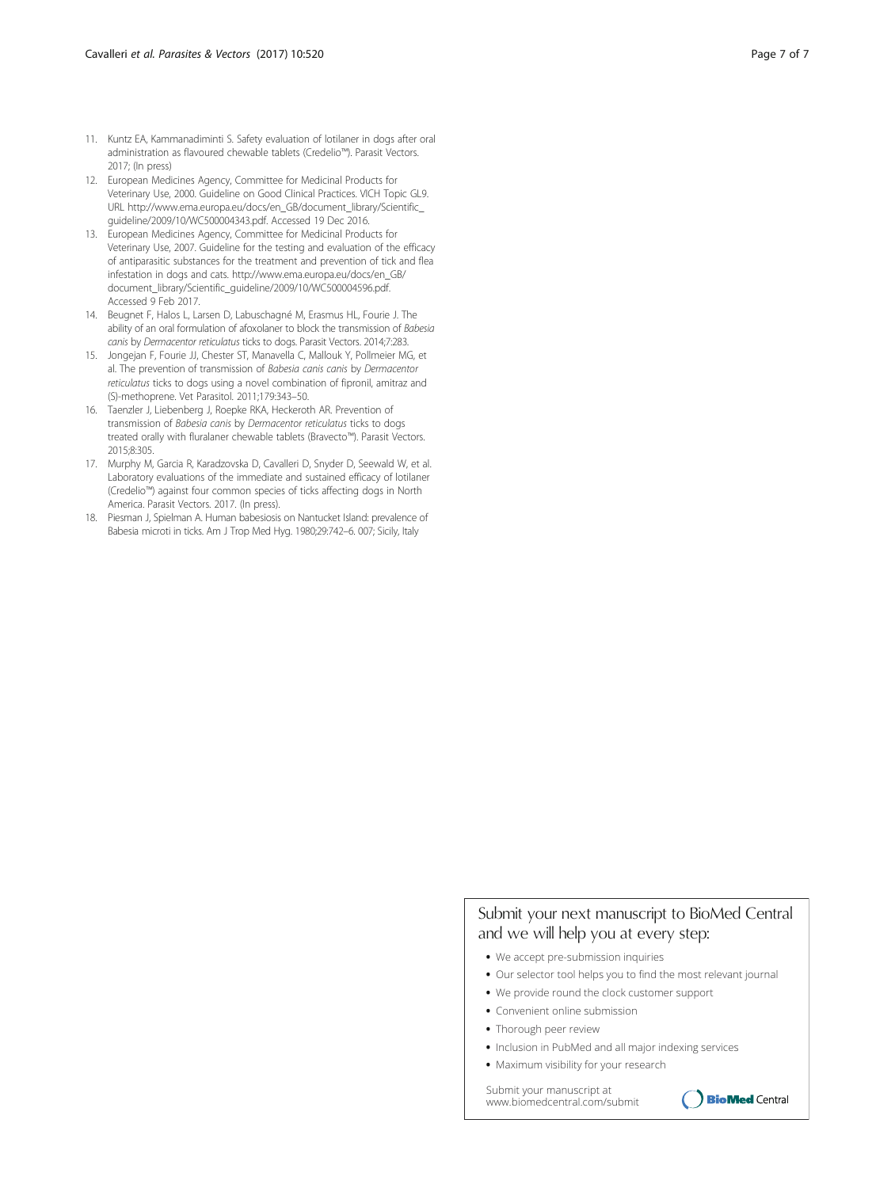11. Kuntz EA, Kammanadiminti S. Safety evaluation of lotilaner in dogs after oral administration as flavoured chewable tablets (Credelio™). Parasit Vectors. 2017; (In press)
12. European Medicines Agency, Committee for Medicinal Products for Veterinary Use, 2000. Guideline on Good Clinical Practices. VICH Topic GL9. URL http://www.ema.europa.eu/docs/en_GB/document_library/Scientific_guideline/2009/10/WC500004343.pdf. Accessed 19 Dec 2016.
13. European Medicines Agency, Committee for Medicinal Products for Veterinary Use, 2007. Guideline for the testing and evaluation of the efficacy of antiparasitic substances for the treatment and prevention of tick and flea infestation in dogs and cats. http://www.ema.europa.eu/docs/en_GB/document_library/Scientific_guideline/2009/10/WC500004596.pdf. Accessed 9 Feb 2017.
14. Beugnet F, Halos L, Larsen D, Labuschagné M, Erasmus HL, Fourie J. The ability of an oral formulation of afoxolaner to block the transmission of *Babesia canis* by *Dermacentor reticulatus* ticks to dogs. Parasit Vectors. 2014;7:283.
15. Jongejan F, Fourie JJ, Chester ST, Manavella C, Mallouk Y, Pollmeier MG, et al. The prevention of transmission of *Babesia canis canis* by *Dermacentor reticulatus* ticks to dogs using a novel combination of fipronil, amitraz and (S)-methoprene. Vet Parasitol. 2011;179:343–50.
16. Taenzler J, Liebenberg J, Roepke RKA, Heckeroth AR. Prevention of transmission of *Babesia canis* by *Dermacentor reticulatus* ticks to dogs treated orally with fluralaner chewable tablets (Bravecto™). Parasit Vectors. 2015;8:305.
17. Murphy M, Garcia R, Karadzovska D, Cavalleri D, Snyder D, Seewald W, et al. Laboratory evaluations of the immediate and sustained efficacy of lotilaner (Credelio™) against four common species of ticks affecting dogs in North America. Parasit Vectors. 2017. (In press).
18. Piesman J, Spielman A. Human babesiosis on Nantucket Island: prevalence of Babesia microti in ticks. Am J Trop Med Hyg. 1980;29:742–6. 007; Sicily, Italy

Submit your next manuscript to BioMed Central and we will help you at every step:

- We accept pre-submission inquiries
- Our selector tool helps you to find the most relevant journal
- We provide round the clock customer support
- Convenient online submission
- Thorough peer review
- Inclusion in PubMed and all major indexing services
- Maximum visibility for your research

Submit your manuscript at
www.biomedcentral.com/submit

BioMed Central